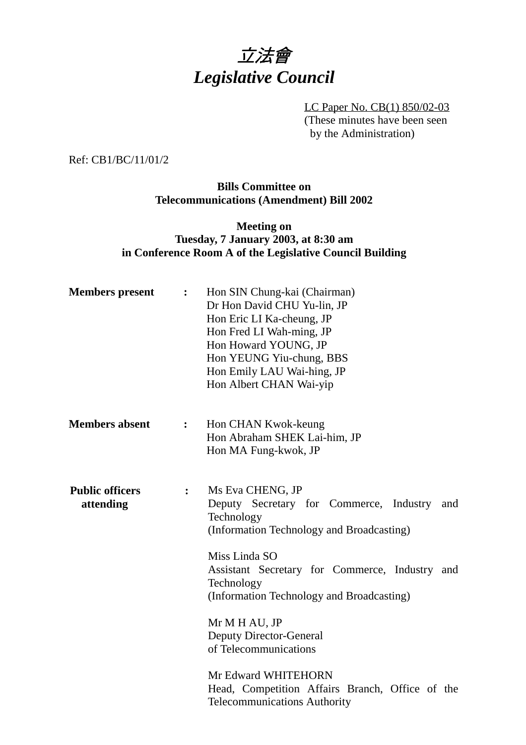# *立法會*
# *Legislative Council*

LC Paper No. CB(1) 850/02-03
(These minutes have been seen by the Administration)

Ref: CB1/BC/11/01/2

**Bills Committee on**
**Telecommunications (Amendment) Bill 2002**

**Meeting on**
**Tuesday, 7 January 2003, at 8:30 am**
**in Conference Room A of the Legislative Council Building**

**Members present** **:**
Hon SIN Chung-kai (Chairman)
Dr Hon David CHU Yu-lin, JP
Hon Eric LI Ka-cheung, JP
Hon Fred LI Wah-ming, JP
Hon Howard YOUNG, JP
Hon YEUNG Yiu-chung, BBS
Hon Emily LAU Wai-hing, JP
Hon Albert CHAN Wai-yip

**Members absent** **:**
Hon CHAN Kwok-keung
Hon Abraham SHEK Lai-him, JP
Hon MA Fung-kwok, JP

**Public officers attending** **:**
Ms Eva CHENG, JP
Deputy Secretary for Commerce, Industry and Technology
(Information Technology and Broadcasting)

Miss Linda SO
Assistant Secretary for Commerce, Industry and Technology
(Information Technology and Broadcasting)

Mr M H AU, JP
Deputy Director-General of Telecommunications

Mr Edward WHITEHORN
Head, Competition Affairs Branch, Office of the Telecommunications Authority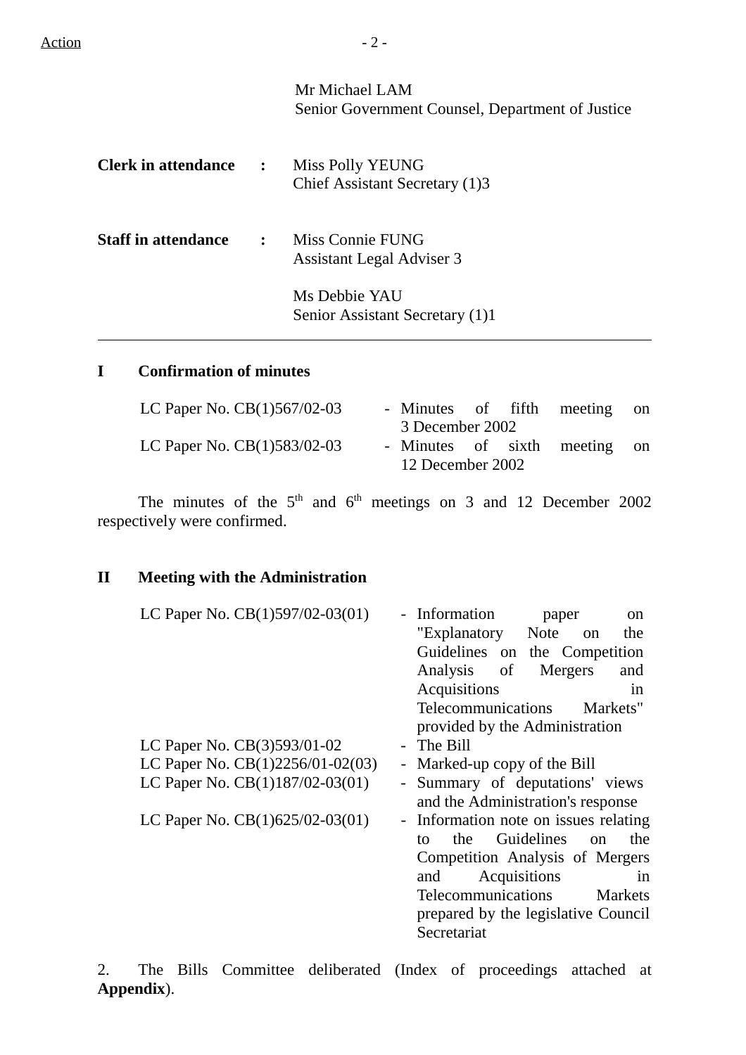Action

Mr Michael LAM
Senior Government Counsel, Department of Justice

**Clerk in attendance** : Miss Polly YEUNG
Chief Assistant Secretary (1)3

**Staff in attendance** : Miss Connie FUNG
Assistant Legal Adviser 3

Ms Debbie YAU
Senior Assistant Secretary (1)1

---

## I Confirmation of minutes

| | |
|---|---|
| LC Paper No. CB(1)567/02-03 | - Minutes of fifth meeting on 3 December 2002 |
| LC Paper No. CB(1)583/02-03 | - Minutes of sixth meeting on 12 December 2002 |

The minutes of the 5th and 6th meetings on 3 and 12 December 2002 respectively were confirmed.

## II Meeting with the Administration

| | |
|---|---|
| LC Paper No. CB(1)597/02-03(01) | - Information paper on "Explanatory Note on the Guidelines on the Competition Analysis of Mergers and Acquisitions in Telecommunications Markets" provided by the Administration |
| LC Paper No. CB(3)593/01-02 | - The Bill |
| LC Paper No. CB(1)2256/01-02(03) | - Marked-up copy of the Bill |
| LC Paper No. CB(1)187/02-03(01) | - Summary of deputations' views and the Administration's response |
| LC Paper No. CB(1)625/02-03(01) | - Information note on issues relating to the Guidelines on the Competition Analysis of Mergers and Acquisitions in Telecommunications Markets prepared by the legislative Council Secretariat |

2. The Bills Committee deliberated (Index of proceedings attached at **Appendix**).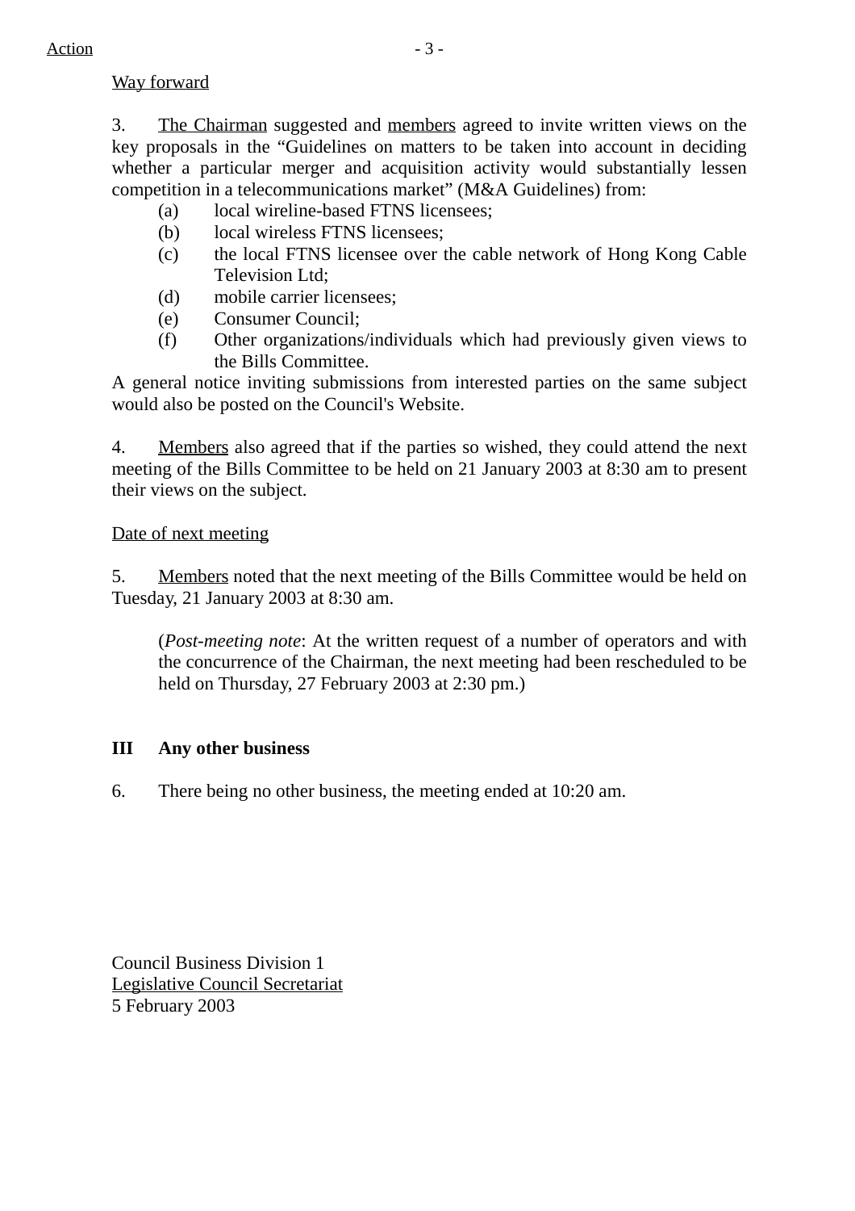Action

Way forward

3. The Chairman suggested and members agreed to invite written views on the key proposals in the "Guidelines on matters to be taken into account in deciding whether a particular merger and acquisition activity would substantially lessen competition in a telecommunications market" (M&A Guidelines) from:

(a) local wireline-based FTNS licensees;
(b) local wireless FTNS licensees;
(c) the local FTNS licensee over the cable network of Hong Kong Cable Television Ltd;
(d) mobile carrier licensees;
(e) Consumer Council;
(f) Other organizations/individuals which had previously given views to the Bills Committee.

A general notice inviting submissions from interested parties on the same subject would also be posted on the Council's Website.

4. Members also agreed that if the parties so wished, they could attend the next meeting of the Bills Committee to be held on 21 January 2003 at 8:30 am to present their views on the subject.

Date of next meeting

5. Members noted that the next meeting of the Bills Committee would be held on Tuesday, 21 January 2003 at 8:30 am.

(*Post-meeting note*: At the written request of a number of operators and with the concurrence of the Chairman, the next meeting had been rescheduled to be held on Thursday, 27 February 2003 at 2:30 pm.)

## III Any other business

6. There being no other business, the meeting ended at 10:20 am.

Council Business Division 1
Legislative Council Secretariat
5 February 2003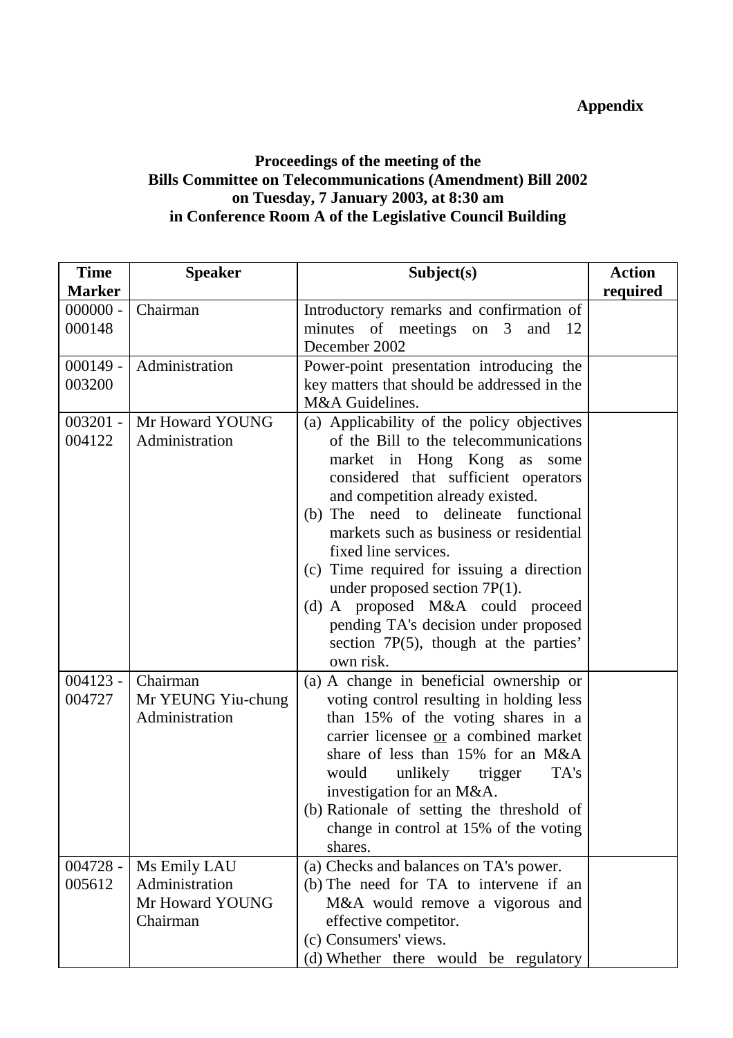**Appendix**

**Proceedings of the meeting of the Bills Committee on Telecommunications (Amendment) Bill 2002 on Tuesday, 7 January 2003, at 8:30 am in Conference Room A of the Legislative Council Building**

| Time Marker | Speaker | Subject(s) | Action required |
|---|---|---|---|
| 000000 - 000148 | Chairman | Introductory remarks and confirmation of minutes of meetings on 3 and 12 December 2002 | |
| 000149 - 003200 | Administration | Power-point presentation introducing the key matters that should be addressed in the M&A Guidelines. | |
| 003201 - 004122 | Mr Howard YOUNG<br>Administration | (a) Applicability of the policy objectives of the Bill to the telecommunications market in Hong Kong as some considered that sufficient operators and competition already existed.<br>(b) The need to delineate functional markets such as business or residential fixed line services.<br>(c) Time required for issuing a direction under proposed section 7P(1).<br>(d) A proposed M&A could proceed pending TA's decision under proposed section 7P(5), though at the parties' own risk. | |
| 004123 - 004727 | Chairman<br>Mr YEUNG Yiu-chung<br>Administration | (a) A change in beneficial ownership or voting control resulting in holding less than 15% of the voting shares in a carrier licensee <u>or</u> a combined market share of less than 15% for an M&A would unlikely trigger TA's investigation for an M&A.<br>(b) Rationale of setting the threshold of change in control at 15% of the voting shares. | |
| 004728 - 005612 | Ms Emily LAU<br>Administration<br>Mr Howard YOUNG<br>Chairman | (a) Checks and balances on TA's power.<br>(b) The need for TA to intervene if an M&A would remove a vigorous and effective competitor.<br>(c) Consumers' views.<br>(d) Whether there would be regulatory | |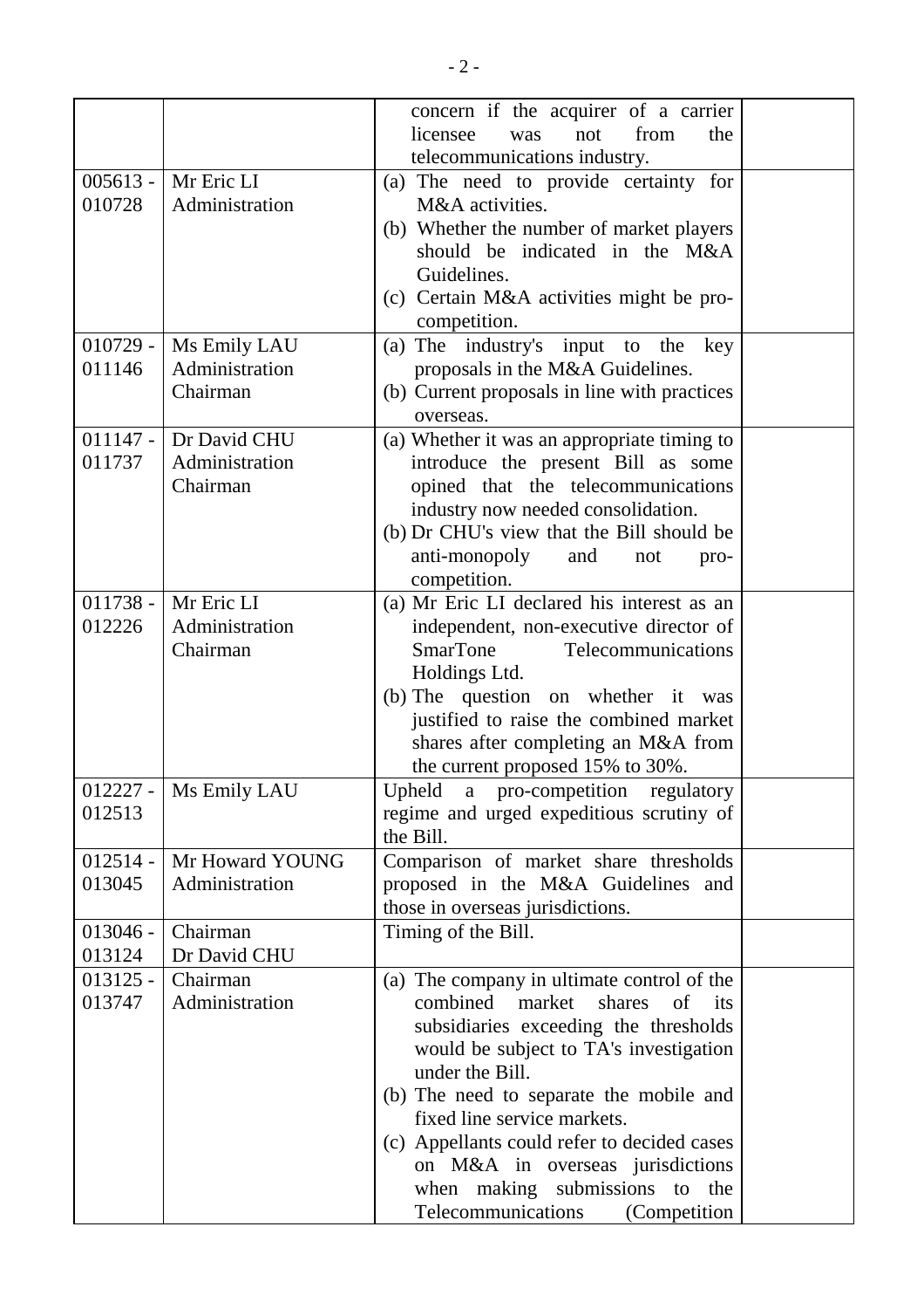| | | | |
|---|---|---|---|
| | | concern if the acquirer of a carrier licensee was not from the telecommunications industry. | |
| 005613 - 010728 | Mr Eric LI<br>Administration | (a) The need to provide certainty for M&A activities.<br>(b) Whether the number of market players should be indicated in the M&A Guidelines.<br>(c) Certain M&A activities might be pro-competition. | |
| 010729 - 011146 | Ms Emily LAU<br>Administration<br>Chairman | (a) The industry's input to the key proposals in the M&A Guidelines.<br>(b) Current proposals in line with practices overseas. | |
| 011147 - 011737 | Dr David CHU<br>Administration<br>Chairman | (a) Whether it was an appropriate timing to introduce the present Bill as some opined that the telecommunications industry now needed consolidation.<br>(b) Dr CHU's view that the Bill should be anti-monopoly and not pro-competition. | |
| 011738 - 012226 | Mr Eric LI<br>Administration<br>Chairman | (a) Mr Eric LI declared his interest as an independent, non-executive director of SmarTone Telecommunications Holdings Ltd.<br>(b) The question on whether it was justified to raise the combined market shares after completing an M&A from the current proposed 15% to 30%. | |
| 012227 - 012513 | Ms Emily LAU | Upheld a pro-competition regulatory regime and urged expeditious scrutiny of the Bill. | |
| 012514 - 013045 | Mr Howard YOUNG<br>Administration | Comparison of market share thresholds proposed in the M&A Guidelines and those in overseas jurisdictions. | |
| 013046 - 013124 | Chairman<br>Dr David CHU | Timing of the Bill. | |
| 013125 - 013747 | Chairman<br>Administration | (a) The company in ultimate control of the combined market shares of its subsidiaries exceeding the thresholds would be subject to TA's investigation under the Bill.<br>(b) The need to separate the mobile and fixed line service markets.<br>(c) Appellants could refer to decided cases on M&A in overseas jurisdictions when making submissions to the Telecommunications (Competition | |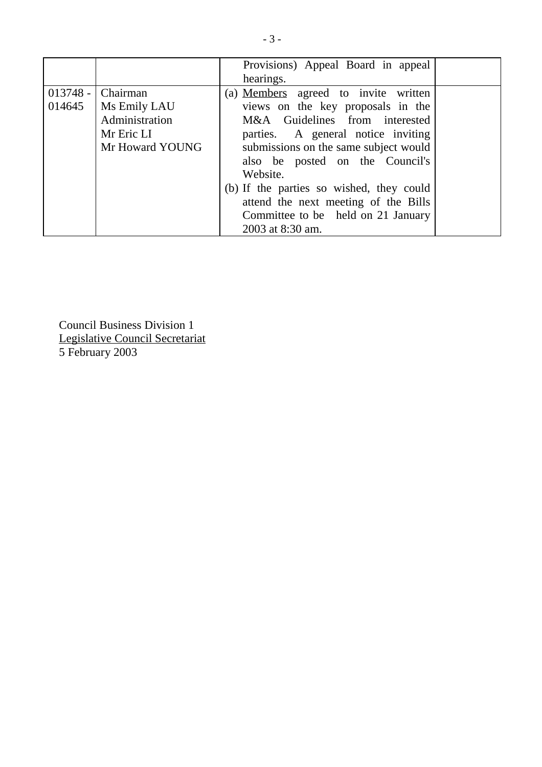| | | | |
|---|---|---|---|
| | | Provisions) Appeal Board in appeal hearings. | |
| 013748 - 014645 | Chairman<br>Ms Emily LAU<br>Administration<br>Mr Eric LI<br>Mr Howard YOUNG | (a) Members agreed to invite written views on the key proposals in the M&A Guidelines from interested parties. A general notice inviting submissions on the same subject would also be posted on the Council's Website.<br>(b) If the parties so wished, they could attend the next meeting of the Bills Committee to be held on 21 January 2003 at 8:30 am. | |

Council Business Division 1
Legislative Council Secretariat
5 February 2003